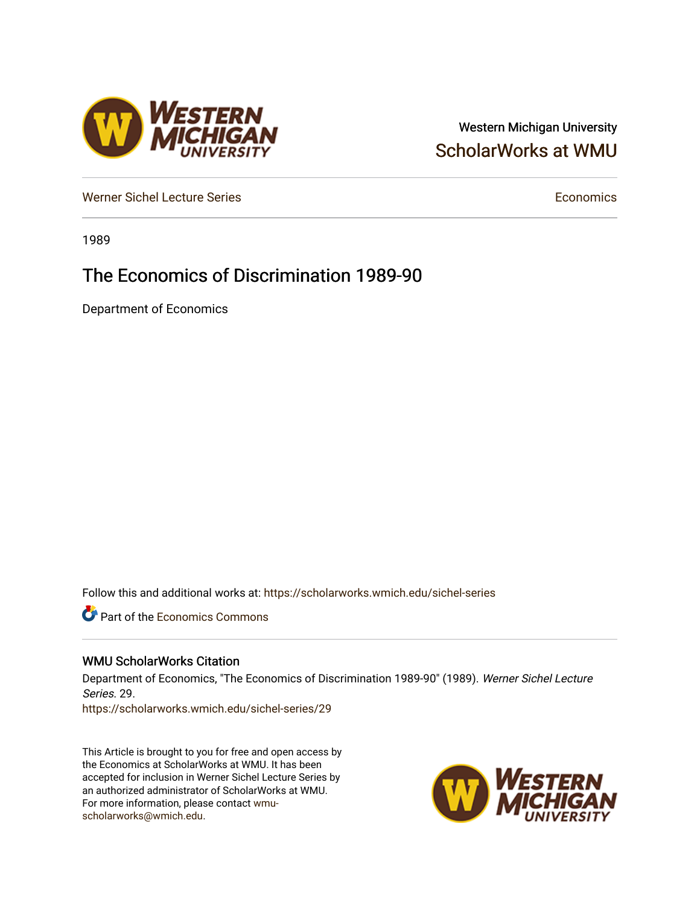Western Michigan University

ScholarWorks at WMU

Werner Sichel Lecture Series — Economics

1989

# The Economics of Discrimination 1989-90

Department of Economics

Follow this and additional works at: https://scholarworks.wmich.edu/sichel-series

Part of the Economics Commons

## WMU ScholarWorks Citation

Department of Economics, "The Economics of Discrimination 1989-90" (1989). *Werner Sichel Lecture Series*. 29.
https://scholarworks.wmich.edu/sichel-series/29

This Article is brought to you for free and open access by the Economics at ScholarWorks at WMU. It has been accepted for inclusion in Werner Sichel Lecture Series by an authorized administrator of ScholarWorks at WMU. For more information, please contact wmu-scholarworks@wmich.edu.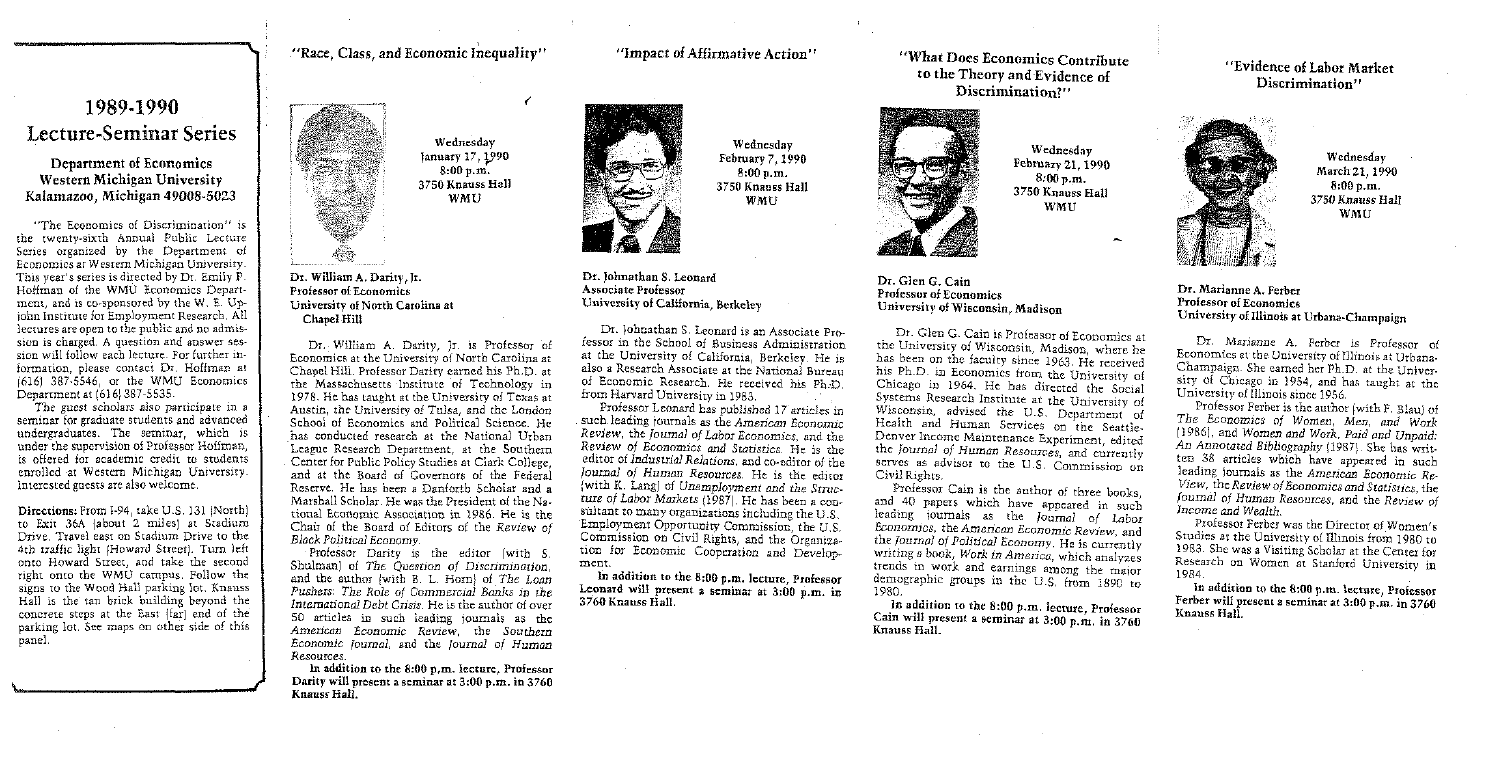# 1989-1990 Lecture-Seminar Series

## Department of Economics
## Western Michigan University
## Kalamazoo, Michigan 49008-5023

"The Economics of Discrimination" is the twenty-sixth Annual Public Lecture Series organized by the Department of Economics at Western Michigan University. This year's series is directed by Dr. Emily P. Hoffman of the WMU Economics Department, and is co-sponsored by the W. E. Upjohn Institute for Employment Research. All lectures are open to the public and no admission is charged. A question and answer session will follow each lecture. For further information, please contact Dr. Hoffman at (616) 387-5546, or the WMU Economics Department at (616) 387-5535.

The guest scholars also participate in a seminar for graduate students and advanced undergraduates. The seminar, which is under the supervision of Professor Hoffman, is offered for academic credit to students enrolled at Western Michigan University. Interested guests are also welcome.

**Directions:** From I-94, take U.S. 131 (North) to Exit 36A (about 2 miles) at Stadium Drive. Travel east on Stadium Drive to the 4th traffic light (Howard Street). Turn left onto Howard Street, and take the second right onto the WMU campus. Follow the signs to the Wood Hall parking lot. Knauss Hall is the tan brick building beyond the concrete steps at the East (far) end of the parking lot. See maps on other side of this panel.

---

## "Race, Class, and Economic Inequality"

Wednesday
January 17, 1990
8:00 p.m.
3750 Knauss Hall
WMU

**Dr. William A. Darity, Jr.**
**Professor of Economics**
**University of North Carolina at Chapel Hill**

Dr. William A. Darity, Jr. is Professor of Economics at the University of North Carolina at Chapel Hill. Professor Darity earned his Ph.D. at the Massachusetts Institute of Technology in 1978. He has taught at the University of Texas at Austin, the University of Tulsa, and the London School of Economics and Political Science. He has conducted research at the National Urban League Research Department, at the Southern Center for Public Policy Studies at Clark College, and at the Board of Governors of the Federal Reserve. He has been a Danforth Scholar and a Marshall Scholar. He was the President of the National Economic Association in 1986. He is the Chair of the Board of Editors of the *Review of Black Political Economy*.

Professor Darity is the editor (with S. Shulman) of *The Question of Discrimination*, and the author (with B. L. Horn) of *The Loan Pushers: The Role of Commercial Banks in the International Debt Crisis*. He is the author of over 50 articles in such leading journals as the *American Economic Review*, the *Southern Economic Journal*, and the *Journal of Human Resources*.

**In addition to the 8:00 p.m. lecture, Professor Darity will present a seminar at 3:00 p.m. in 3760 Knauss Hall.**

---

## "Impact of Affirmative Action"

Wednesday
February 7, 1990
8:00 p.m.
3750 Knauss Hall
WMU

**Dr. Johnathan S. Leonard**
**Associate Professor**
**University of California, Berkeley**

Dr. Johnathan S. Leonard is an Associate Professor in the School of Business Administration at the University of California, Berkeley. He is also a Research Associate at the National Bureau of Economic Research. He received his Ph.D. from Harvard University in 1983.

Professor Leonard has published 17 articles in such leading journals as the *American Economic Review*, the *Journal of Labor Economics*, and the *Review of Economics and Statistics*. He is the editor of *Industrial Relations*, and co-editor of the *Journal of Human Resources*. He is the editor (with K. Lang) of *Unemployment and the Structure of Labor Markets* (1987). He has been a consultant to many organizations including the U.S. Employment Opportunity Commission, the U.S. Commission on Civil Rights, and the Organization for Economic Cooperation and Development.

**In addition to the 8:00 p.m. lecture, Professor Leonard will present a seminar at 3:00 p.m. in 3760 Knauss Hall.**

---

## "What Does Economics Contribute to the Theory and Evidence of Discrimination?"

Wednesday
February 21, 1990
8:00 p.m.
3750 Knauss Hall
WMU

**Dr. Glen G. Cain**
**Professor of Economics**
**University of Wisconsin, Madison**

Dr. Glen G. Cain is Professor of Economics at the University of Wisconsin, Madison, where he has been on the faculty since 1963. He received his Ph.D. in Economics from the University of Chicago in 1964. He has directed the Social Systems Research Institute at the University of Wisconsin, advised the U.S. Department of Health and Human Services on the Seattle-Denver Income Maintenance Experiment, edited the *Journal of Human Resources*, and currently serves as advisor to the U.S. Commission on Civil Rights.

Professor Cain is the author of three books, and 40 papers which have appeared in such leading journals as the *Journal of Labor Economics*, the *American Economic Review*, and the *Journal of Political Economy*. He is currently writing a book, *Work in America*, which analyzes trends in work and earnings among the major demographic groups in the U.S. from 1890 to 1980.

**In addition to the 8:00 p.m. lecture, Professor Cain will present a seminar at 3:00 p.m. in 3760 Knauss Hall.**

---

## "Evidence of Labor Market Discrimination"

Wednesday
March 21, 1990
8:00 p.m.
3750 Knauss Hall
WMU

**Dr. Marianne A. Ferber**
**Professor of Economics**
**University of Illinois at Urbana-Champaign**

Dr. Marianne A. Ferber is Professor of Economics at the University of Illinois at Urbana-Champaign. She earned her Ph.D. at the University of Chicago in 1954, and has taught at the University of Illinois since 1956.

Professor Ferber is the author (with F. Blau) of *The Economics of Women, Men, and Work* (1986), and *Women and Work, Paid and Unpaid: An Annotated Bibliography* (1987). She has written 38 articles which have appeared in such leading journals as the *American Economic Review*, the *Review of Economics and Statistics*, the *Journal of Human Resources*, and the *Review of Income and Wealth*.

Professor Ferber was the Director of Women's Studies at the University of Illinois from 1980 to 1983. She was a Visiting Scholar at the Center for Research on Women at Stanford University in 1984.

**In addition to the 8:00 p.m. lecture, Professor Ferber will present a seminar at 3:00 p.m. in 3760 Knauss Hall.**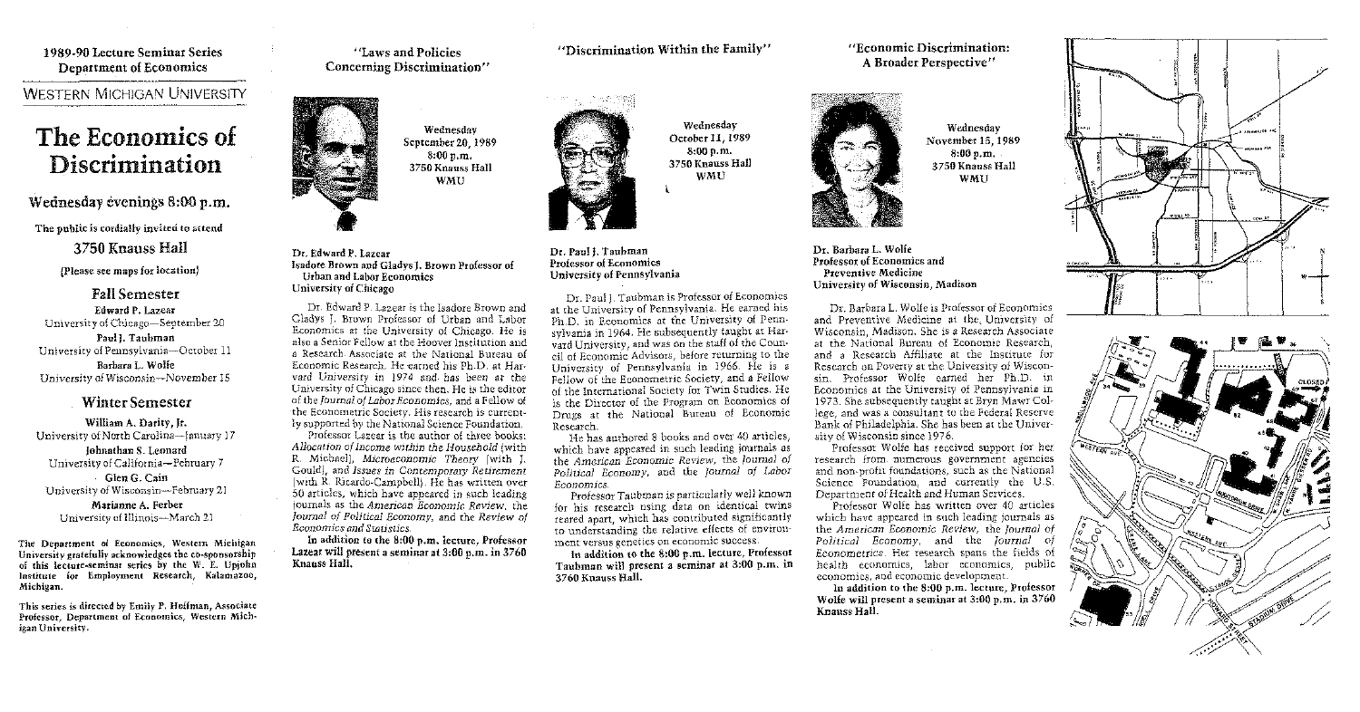1989-90 Lecture Seminar Series
Department of Economics

WESTERN MICHIGAN UNIVERSITY

# The Economics of Discrimination

## Wednesday evenings 8:00 p.m.

The public is cordially invited to attend

### 3750 Knauss Hall

(Please see maps for location)

### Fall Semester

**Edward P. Lazear**
University of Chicago—September 20

**Paul J. Taubman**
University of Pennsylvania—October 11

**Barbara L. Wolfe**
University of Wisconsin—November 15

### Winter Semester

**William A. Darity, Jr.**
University of North Carolina—January 17

**Johnathan S. Leonard**
University of California—February 7

**Glen G. Cain**
University of Wisconsin—February 21

**Marianne A. Ferber**
University of Illinois—March 21

The Department of Economics, Western Michigan University gratefully acknowledges the co-sponsorship of this lecture-seminar series by the W. E. Upjohn Institute for Employment Research, Kalamazoo, Michigan.

This series is directed by Emily P. Hoffman, Associate Professor, Department of Economics, Western Michigan University.

## "Laws and Policies Concerning Discrimination"

Wednesday
September 20, 1989
8:00 p.m.
3750 Knauss Hall
WMU

**Dr. Edward P. Lazear**
**Isadore Brown and Gladys J. Brown Professor of Urban and Labor Economics**
**University of Chicago**

Dr. Edward P. Lazear is the Isadore Brown and Gladys J. Brown Professor of Urban and Labor Economics at the University of Chicago. He is also a Senior Fellow at the Hoover Institution and a Research Associate at the National Bureau of Economic Research. He earned his Ph.D. at Harvard University in 1974 and has been at the University of Chicago since then. He is the editor of the *Journal of Labor Economics*, and a Fellow of the Econometric Society. His research is currently supported by the National Science Foundation.

Professor Lazear is the author of three books: *Allocation of Income within the Household* (with R. Michael), *Microeconomic Theory* (with J. Gould), and *Issues in Contemporary Retirement* (with R. Ricardo-Campbell). He has written over 50 articles, which have appeared in such leading journals as the *American Economic Review*, the *Journal of Political Economy*, and the *Review of Economics and Statistics*.

**In addition to the 8:00 p.m. lecture, Professor Lazear will present a seminar at 3:00 p.m. in 3760 Knauss Hall.**

## "Discrimination Within the Family"

Wednesday
October 11, 1989
8:00 p.m.
3750 Knauss Hall
WMU

**Dr. Paul J. Taubman**
**Professor of Economics**
**University of Pennsylvania**

Dr. Paul J. Taubman is Professor of Economics at the University of Pennsylvania. He earned his Ph.D. in Economics at the University of Pennsylvania in 1964. He subsequently taught at Harvard University, and was on the staff of the Council of Economic Advisors, before returning to the University of Pennsylvania in 1966. He is a Fellow of the Econometric Society, and a Fellow of the International Society for Twin Studies. He is the Director of the Program on Economics of Drugs at the National Bureau of Economic Research.

He has authored 8 books and over 40 articles, which have appeared in such leading journals as the *American Economic Review*, the *Journal of Political Economy*, and the *Journal of Labor Economics*.

Professor Taubman is particularly well known for his research using data on identical twins reared apart, which has contributed significantly to understanding the relative effects of environment versus genetics on economic success.

**In addition to the 8:00 p.m. lecture, Professor Taubman will present a seminar at 3:00 p.m. in 3760 Knauss Hall.**

## "Economic Discrimination: A Broader Perspective"

Wednesday
November 15, 1989
8:00 p.m.
3750 Knauss Hall
WMU

**Dr. Barbara L. Wolfe**
**Professor of Economics and Preventive Medicine**
**University of Wisconsin, Madison**

Dr. Barbara L. Wolfe is Professor of Economics and Preventive Medicine at the University of Wisconsin, Madison. She is a Research Associate at the National Bureau of Economic Research, and a Research Affiliate at the Institute for Research on Poverty at the University of Wisconsin. Professor Wolfe earned her Ph.D. in Economics at the University of Pennsylvania in 1973. She subsequently taught at Bryn Mawr College, and was a consultant to the Federal Reserve Bank of Philadelphia. She has been at the University of Wisconsin since 1976.

Professor Wolfe has received support for her research from numerous government agencies and non-profit foundations, such as the National Science Foundation, and currently the U.S. Department of Health and Human Services.

Professor Wolfe has written over 40 articles which have appeared in such leading journals as the *American Economic Review*, the *Journal of Political Economy*, and the *Journal of Econometrics*. Her research spans the fields of health economics, labor economics, public economics, and economic development.

**In addition to the 8:00 p.m. lecture, Professor Wolfe will present a seminar at 3:00 p.m. in 3760 Knauss Hall.**